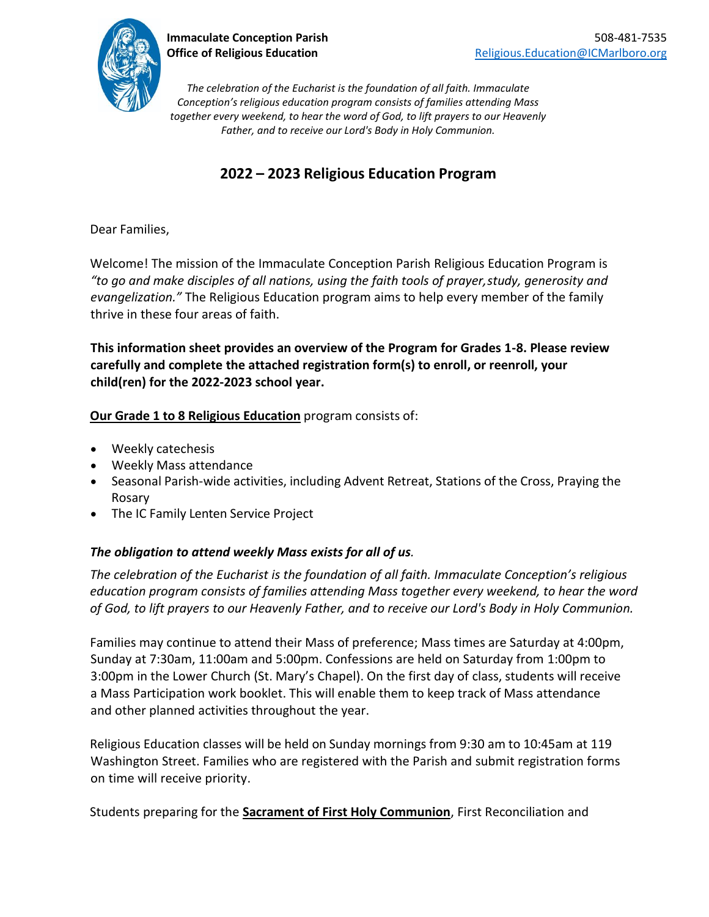**Immaculate Conception Parish**
**Office of Religious Education**

508-481-7535
Religious.Education@ICMarlboro.org

*The celebration of the Eucharist is the foundation of all faith. Immaculate Conception's religious education program consists of families attending Mass together every weekend, to hear the word of God, to lift prayers to our Heavenly Father, and to receive our Lord's Body in Holy Communion.*

## 2022 – 2023 Religious Education Program

Dear Families,

Welcome! The mission of the Immaculate Conception Parish Religious Education Program is *"to go and make disciples of all nations, using the faith tools of prayer, study, generosity and evangelization."* The Religious Education program aims to help every member of the family thrive in these four areas of faith.

**This information sheet provides an overview of the Program for Grades 1-8. Please review carefully and complete the attached registration form(s) to enroll, or reenroll, your child(ren) for the 2022-2023 school year.**

**Our Grade 1 to 8 Religious Education** program consists of:

- Weekly catechesis
- Weekly Mass attendance
- Seasonal Parish-wide activities, including Advent Retreat, Stations of the Cross, Praying the Rosary
- The IC Family Lenten Service Project

***The obligation to attend weekly Mass exists for all of us.***

*The celebration of the Eucharist is the foundation of all faith. Immaculate Conception's religious education program consists of families attending Mass together every weekend, to hear the word of God, to lift prayers to our Heavenly Father, and to receive our Lord's Body in Holy Communion.*

Families may continue to attend their Mass of preference; Mass times are Saturday at 4:00pm, Sunday at 7:30am, 11:00am and 5:00pm. Confessions are held on Saturday from 1:00pm to 3:00pm in the Lower Church (St. Mary's Chapel). On the first day of class, students will receive a Mass Participation work booklet. This will enable them to keep track of Mass attendance and other planned activities throughout the year.

Religious Education classes will be held on Sunday mornings from 9:30 am to 10:45am at 119 Washington Street. Families who are registered with the Parish and submit registration forms on time will receive priority.

Students preparing for the **Sacrament of First Holy Communion**, First Reconciliation and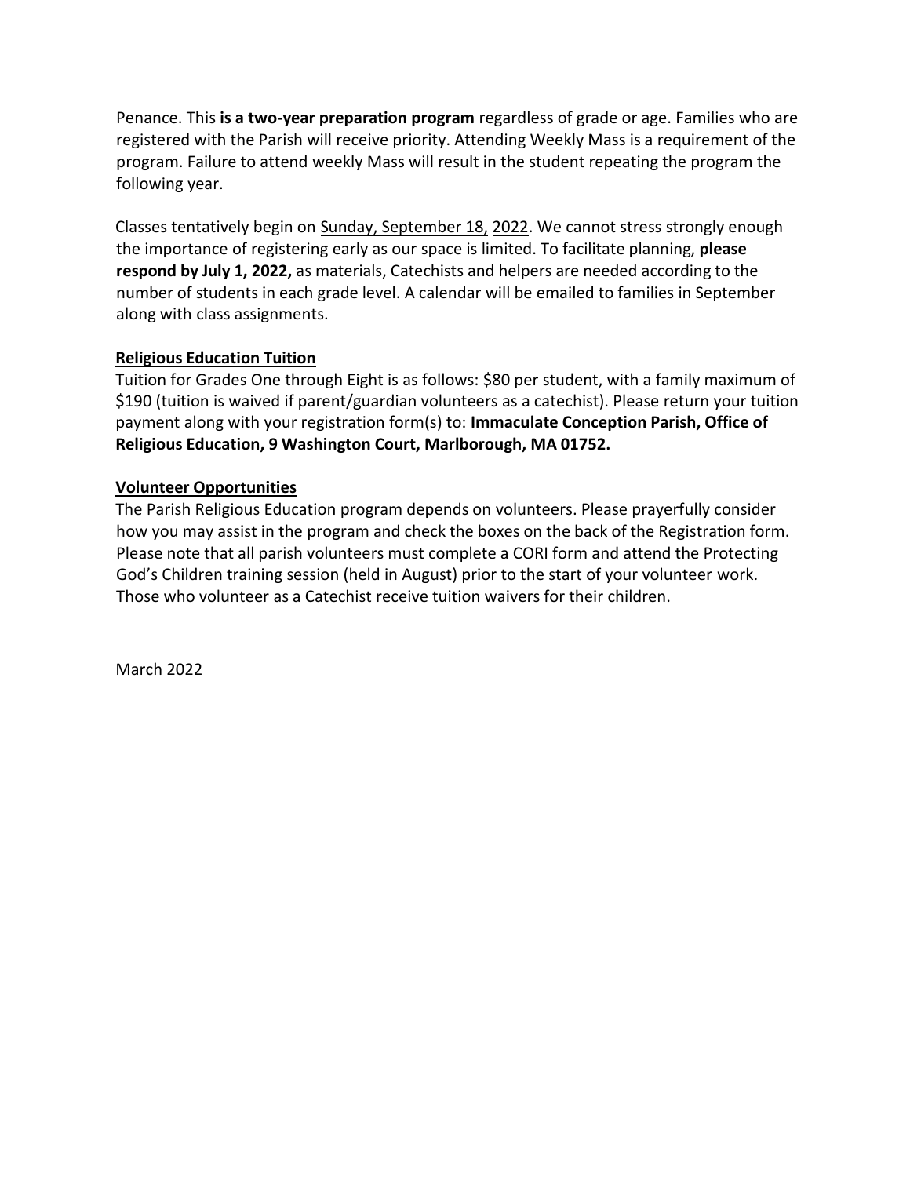Penance. This **is a two-year preparation program** regardless of grade or age. Families who are registered with the Parish will receive priority. Attending Weekly Mass is a requirement of the program. Failure to attend weekly Mass will result in the student repeating the program the following year.

Classes tentatively begin on Sunday, September 18, 2022. We cannot stress strongly enough the importance of registering early as our space is limited. To facilitate planning, **please respond by July 1, 2022,** as materials, Catechists and helpers are needed according to the number of students in each grade level. A calendar will be emailed to families in September along with class assignments.

**Religious Education Tuition**

Tuition for Grades One through Eight is as follows: $80 per student, with a family maximum of $190 (tuition is waived if parent/guardian volunteers as a catechist). Please return your tuition payment along with your registration form(s) to: **Immaculate Conception Parish, Office of Religious Education, 9 Washington Court, Marlborough, MA 01752.**

**Volunteer Opportunities**

The Parish Religious Education program depends on volunteers. Please prayerfully consider how you may assist in the program and check the boxes on the back of the Registration form. Please note that all parish volunteers must complete a CORI form and attend the Protecting God's Children training session (held in August) prior to the start of your volunteer work. Those who volunteer as a Catechist receive tuition waivers for their children.

March 2022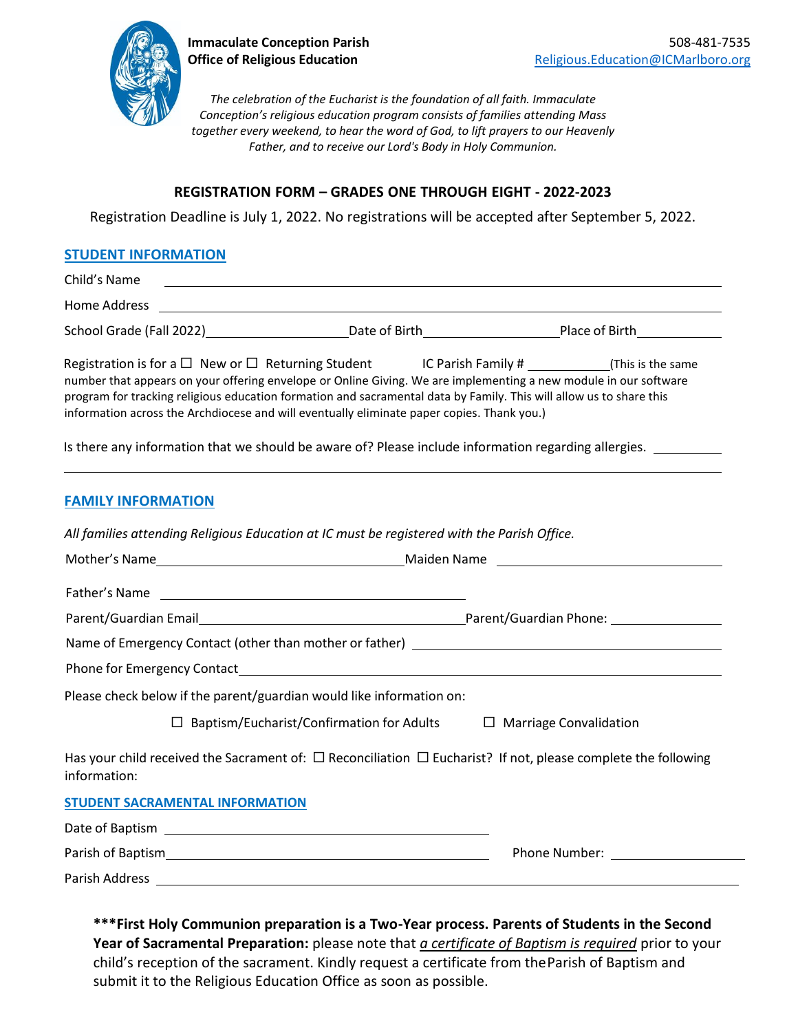**Immaculate Conception Parish**
**Office of Religious Education**

508-481-7535
Religious.Education@ICMarlboro.org

*The celebration of the Eucharist is the foundation of all faith. Immaculate Conception's religious education program consists of families attending Mass together every weekend, to hear the word of God, to lift prayers to our Heavenly Father, and to receive our Lord's Body in Holy Communion.*

## REGISTRATION FORM – GRADES ONE THROUGH EIGHT - 2022-2023

Registration Deadline is July 1, 2022. No registrations will be accepted after September 5, 2022.

### STUDENT INFORMATION

Child's Name ______________________________

Home Address ______________________________

School Grade (Fall 2022)__________ Date of Birth__________ Place of Birth__________

Registration is for a ☐ New or ☐ Returning Student IC Parish Family # __________(This is the same number that appears on your offering envelope or Online Giving. We are implementing a new module in our software program for tracking religious education formation and sacramental data by Family. This will allow us to share this information across the Archdiocese and will eventually eliminate paper copies. Thank you.)

Is there any information that we should be aware of? Please include information regarding allergies. __________

______________________________

### FAMILY INFORMATION

*All families attending Religious Education at IC must be registered with the Parish Office.*

Mother's Name______________________ Maiden Name ______________________

Father's Name ______________________

Parent/Guardian Email______________________ Parent/Guardian Phone: __________

Name of Emergency Contact (other than mother or father) ______________________

Phone for Emergency Contact______________________

Please check below if the parent/guardian would like information on:

☐ Baptism/Eucharist/Confirmation for Adults ☐ Marriage Convalidation

Has your child received the Sacrament of: ☐ Reconciliation ☐ Eucharist? If not, please complete the following information:

### STUDENT SACRAMENTAL INFORMATION

Date of Baptism ______________________

Parish of Baptism______________________ Phone Number: __________

Parish Address ______________________

**\*\*\*First Holy Communion preparation is a Two-Year process. Parents of Students in the Second Year of Sacramental Preparation:** please note that *a certificate of Baptism is required* prior to your child's reception of the sacrament. Kindly request a certificate from theParish of Baptism and submit it to the Religious Education Office as soon as possible.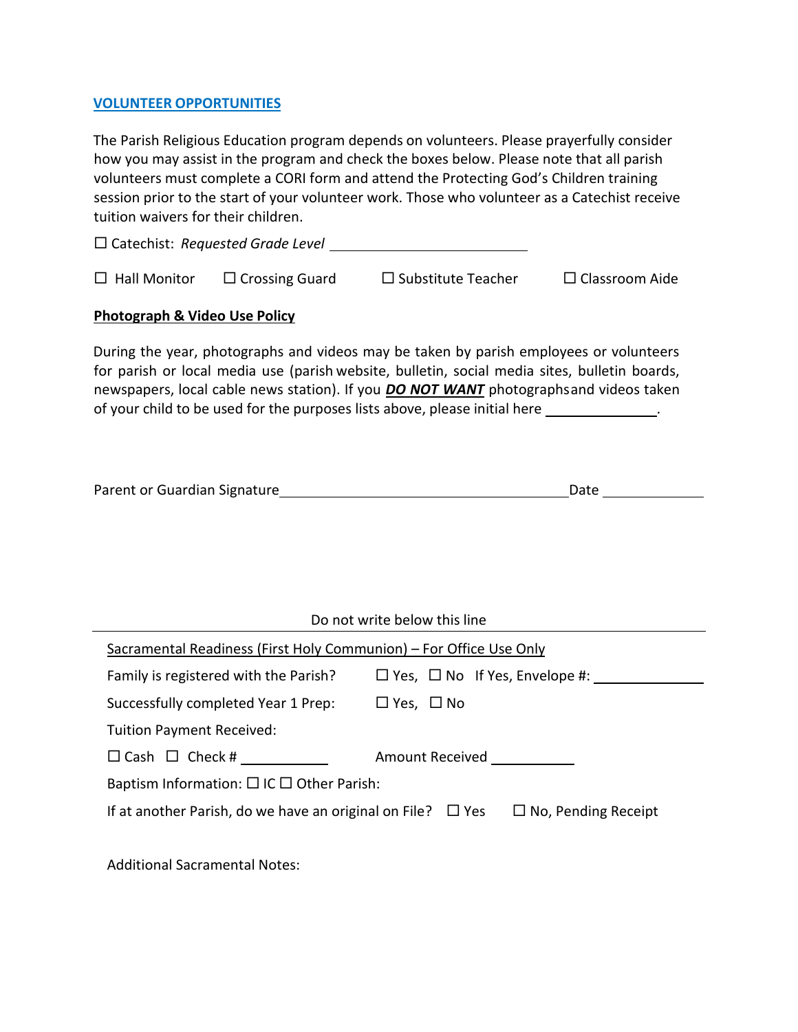## VOLUNTEER OPPORTUNITIES

The Parish Religious Education program depends on volunteers. Please prayerfully consider how you may assist in the program and check the boxes below. Please note that all parish volunteers must complete a CORI form and attend the Protecting God's Children training session prior to the start of your volunteer work. Those who volunteer as a Catechist receive tuition waivers for their children.

☐ Catechist: *Requested Grade Level* ______________________

☐ Hall Monitor ☐ Crossing Guard ☐ Substitute Teacher ☐ Classroom Aide

**Photograph & Video Use Policy**

During the year, photographs and videos may be taken by parish employees or volunteers for parish or local media use (parish website, bulletin, social media sites, bulletin boards, newspapers, local cable news station). If you ***DO NOT WANT*** photographsand videos taken of your child to be used for the purposes lists above, please initial here ____________.

Parent or Guardian Signature ________________________________ Date ___________

Do not write below this line

---

Sacramental Readiness (First Holy Communion) – For Office Use Only

Family is registered with the Parish? ☐ Yes, ☐ No If Yes, Envelope #: ____________

Successfully completed Year 1 Prep: ☐ Yes, ☐ No

Tuition Payment Received:

☐ Cash ☐ Check # __________ Amount Received __________

Baptism Information: ☐ IC ☐ Other Parish:

If at another Parish, do we have an original on File? ☐ Yes ☐ No, Pending Receipt

Additional Sacramental Notes: